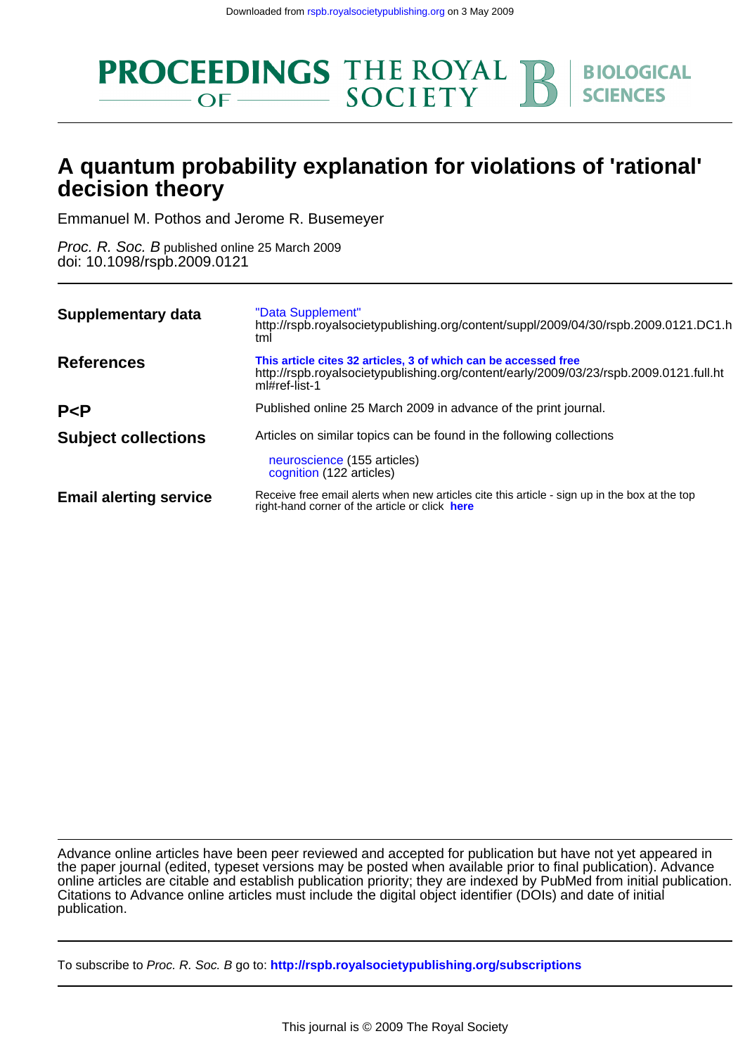Downloaded from rspb.royalsocietypublishing.org on 3 May 2009

PROCEEDINGS OF THE ROYAL SOCIETY B BIOLOGICAL SCIENCES

# A quantum probability explanation for violations of 'rational' decision theory

Emmanuel M. Pothos and Jerome R. Busemeyer

*Proc. R. Soc. B* published online 25 March 2009
doi: 10.1098/rspb.2009.0121

| | |
|---|---|
| **Supplementary data** | "Data Supplement" http://rspb.royalsocietypublishing.org/content/suppl/2009/04/30/rspb.2009.0121.DC1.html |
| **References** | **This article cites 32 articles, 3 of which can be accessed free** http://rspb.royalsocietypublishing.org/content/early/2009/03/23/rspb.2009.0121.full.html#ref-list-1 |
| **P<P** | Published online 25 March 2009 in advance of the print journal. |
| **Subject collections** | Articles on similar topics can be found in the following collections<br>neuroscience (155 articles)<br>cognition (122 articles) |
| **Email alerting service** | Receive free email alerts when new articles cite this article - sign up in the box at the top right-hand corner of the article or click **here** |

Advance online articles have been peer reviewed and accepted for publication but have not yet appeared in the paper journal (edited, typeset versions may be posted when available prior to final publication). Advance online articles are citable and establish publication priority; they are indexed by PubMed from initial publication. Citations to Advance online articles must include the digital object identifier (DOIs) and date of initial publication.

To subscribe to *Proc. R. Soc. B* go to: **http://rspb.royalsocietypublishing.org/subscriptions**

This journal is © 2009 The Royal Society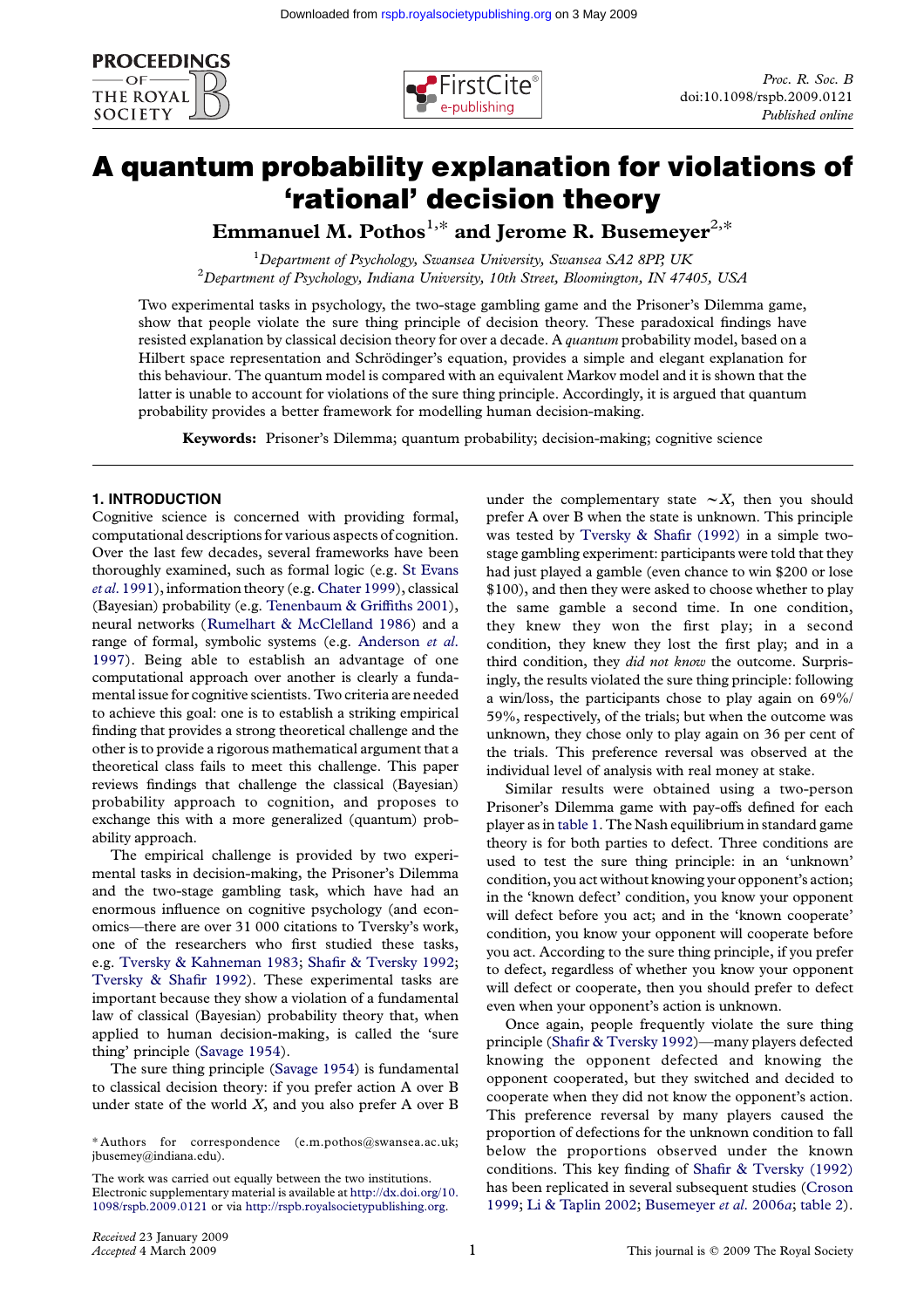# A quantum probability explanation for violations of 'rational' decision theory

**Emmanuel M. Pothos[1,*] and Jerome R. Busemeyer[2,*]**

[1]*Department of Psychology, Swansea University, Swansea SA2 8PP, UK*
[2]*Department of Psychology, Indiana University, 10th Street, Bloomington, IN 47405, USA*

Two experimental tasks in psychology, the two-stage gambling game and the Prisoner's Dilemma game, show that people violate the sure thing principle of decision theory. These paradoxical findings have resisted explanation by classical decision theory for over a decade. A *quantum* probability model, based on a Hilbert space representation and Schrödinger's equation, provides a simple and elegant explanation for this behaviour. The quantum model is compared with an equivalent Markov model and it is shown that the latter is unable to account for violations of the sure thing principle. Accordingly, it is argued that quantum probability provides a better framework for modelling human decision-making.

**Keywords:** Prisoner's Dilemma; quantum probability; decision-making; cognitive science

## 1. INTRODUCTION

Cognitive science is concerned with providing formal, computational descriptions for various aspects of cognition. Over the last few decades, several frameworks have been thoroughly examined, such as formal logic (e.g. St Evans *et al.* 1991), information theory (e.g. Chater 1999), classical (Bayesian) probability (e.g. Tenenbaum & Griffiths 2001), neural networks (Rumelhart & McClelland 1986) and a range of formal, symbolic systems (e.g. Anderson *et al.* 1997). Being able to establish an advantage of one computational approach over another is clearly a fundamental issue for cognitive scientists. Two criteria are needed to achieve this goal: one is to establish a striking empirical finding that provides a strong theoretical challenge and the other is to provide a rigorous mathematical argument that a theoretical class fails to meet this challenge. This paper reviews findings that challenge the classical (Bayesian) probability approach to cognition, and proposes to exchange this with a more generalized (quantum) probability approach.

The empirical challenge is provided by two experimental tasks in decision-making, the Prisoner's Dilemma and the two-stage gambling task, which have had an enormous influence on cognitive psychology (and economics—there are over 31 000 citations to Tversky's work, one of the researchers who first studied these tasks, e.g. Tversky & Kahneman 1983; Shafir & Tversky 1992; Tversky & Shafir 1992). These experimental tasks are important because they show a violation of a fundamental law of classical (Bayesian) probability theory that, when applied to human decision-making, is called the 'sure thing' principle (Savage 1954).

The sure thing principle (Savage 1954) is fundamental to classical decision theory: if you prefer action A over B under state of the world $X$, and you also prefer A over B under the complementary state $\sim X$, then you should prefer A over B when the state is unknown. This principle was tested by Tversky & Shafir (1992) in a simple two-stage gambling experiment: participants were told that they had just played a gamble (even chance to win \$200 or lose \$100), and then they were asked to choose whether to play the same gamble a second time. In one condition, they knew they won the first play; in a second condition, they knew they lost the first play; and in a third condition, they *did not know* the outcome. Surprisingly, the results violated the sure thing principle: following a win/loss, the participants chose to play again on 69%/59%, respectively, of the trials; but when the outcome was unknown, they chose only to play again on 36 per cent of the trials. This preference reversal was observed at the individual level of analysis with real money at stake.

Similar results were obtained using a two-person Prisoner's Dilemma game with pay-offs defined for each player as in table 1. The Nash equilibrium in standard game theory is for both parties to defect. Three conditions are used to test the sure thing principle: in an 'unknown' condition, you act without knowing your opponent's action; in the 'known defect' condition, you know your opponent will defect before you act; and in the 'known cooperate' condition, you know your opponent will cooperate before you act. According to the sure thing principle, if you prefer to defect, regardless of whether you know your opponent will defect or cooperate, then you should prefer to defect even when your opponent's action is unknown.

Once again, people frequently violate the sure thing principle (Shafir & Tversky 1992)—many players defected knowing the opponent defected and knowing the opponent cooperated, but they switched and decided to cooperate when they did not know the opponent's action. This preference reversal by many players caused the proportion of defections for the unknown condition to fall below the proportions observed under the known conditions. This key finding of Shafir & Tversky (1992) has been replicated in several subsequent studies (Croson 1999; Li & Taplin 2002; Busemeyer *et al.* 2006*a*; table 2).

\* Authors for correspondence (e.m.pothos@swansea.ac.uk; jbusemey@indiana.edu).

The work was carried out equally between the two institutions. Electronic supplementary material is available at http://dx.doi.org/10.1098/rspb.2009.0121 or via http://rspb.royalsocietypublishing.org.

*Received* 23 January 2009
*Accepted* 4 March 2009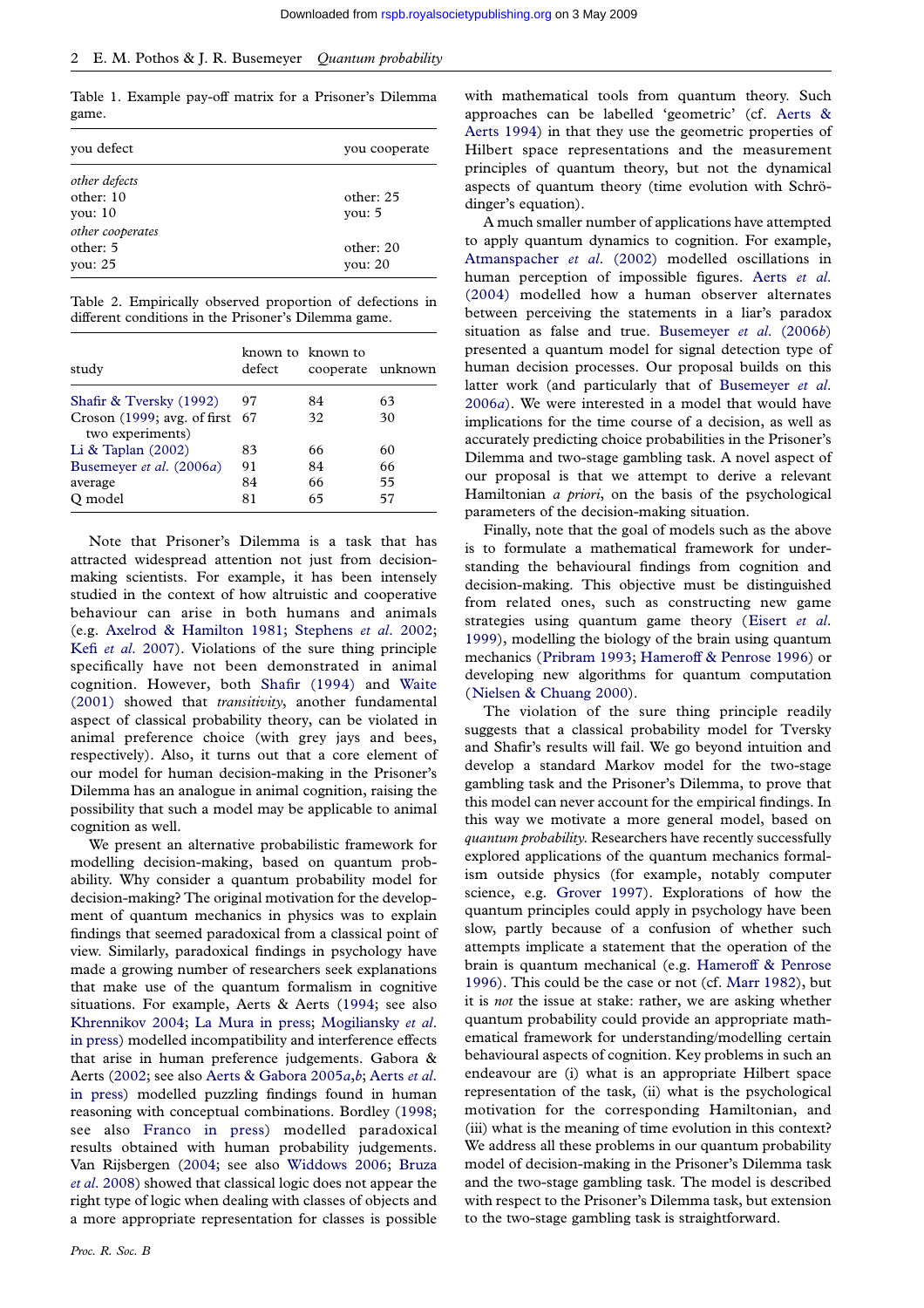Table 1. Example pay-off matrix for a Prisoner's Dilemma game.

| | you defect | you cooperate |
|---|---|---|
| *other defects* | | |
| | other: 10 | other: 25 |
| | you: 10 | you: 5 |
| *other cooperates* | | |
| | other: 5 | other: 20 |
| | you: 25 | you: 20 |

Table 2. Empirically observed proportion of defections in different conditions in the Prisoner's Dilemma game.

| study | known to defect | known to cooperate | unknown |
|---|---|---|---|
| Shafir & Tversky (1992) | 97 | 84 | 63 |
| Croson (1999; avg. of first two experiments) | 67 | 32 | 30 |
| Li & Taplan (2002) | 83 | 66 | 60 |
| Busemeyer *et al.* (2006*a*) | 91 | 84 | 66 |
| average | 84 | 66 | 55 |
| Q model | 81 | 65 | 57 |

Note that Prisoner's Dilemma is a task that has attracted widespread attention not just from decision-making scientists. For example, it has been intensely studied in the context of how altruistic and cooperative behaviour can arise in both humans and animals (e.g. Axelrod & Hamilton 1981; Stephens *et al*. 2002; Kefi *et al*. 2007). Violations of the sure thing principle specifically have not been demonstrated in animal cognition. However, both Shafir (1994) and Waite (2001) showed that *transitivity*, another fundamental aspect of classical probability theory, can be violated in animal preference choice (with grey jays and bees, respectively). Also, it turns out that a core element of our model for human decision-making in the Prisoner's Dilemma has an analogue in animal cognition, raising the possibility that such a model may be applicable to animal cognition as well.

We present an alternative probabilistic framework for modelling decision-making, based on quantum probability. Why consider a quantum probability model for decision-making? The original motivation for the development of quantum mechanics in physics was to explain findings that seemed paradoxical from a classical point of view. Similarly, paradoxical findings in psychology have made a growing number of researchers seek explanations that make use of the quantum formalism in cognitive situations. For example, Aerts & Aerts (1994; see also Khrennikov 2004; La Mura in press; Mogiliansky *et al*. in press) modelled incompatibility and interference effects that arise in human preference judgements. Gabora & Aerts (2002; see also Aerts & Gabora 2005*a*,*b*; Aerts *et al.* in press) modelled puzzling findings found in human reasoning with conceptual combinations. Bordley (1998; see also Franco in press) modelled paradoxical results obtained with human probability judgements. Van Rijsbergen (2004; see also Widdows 2006; Bruza *et al*. 2008) showed that classical logic does not appear the right type of logic when dealing with classes of objects and a more appropriate representation for classes is possible with mathematical tools from quantum theory. Such approaches can be labelled 'geometric' (cf. Aerts & Aerts 1994) in that they use the geometric properties of Hilbert space representations and the measurement principles of quantum theory, but not the dynamical aspects of quantum theory (time evolution with Schrödinger's equation).

A much smaller number of applications have attempted to apply quantum dynamics to cognition. For example, Atmanspacher *et al*. (2002) modelled oscillations in human perception of impossible figures. Aerts *et al*. (2004) modelled how a human observer alternates between perceiving the statements in a liar's paradox situation as false and true. Busemeyer *et al*. (2006*b*) presented a quantum model for signal detection type of human decision processes. Our proposal builds on this latter work (and particularly that of Busemeyer *et al*. 2006*a*). We were interested in a model that would have implications for the time course of a decision, as well as accurately predicting choice probabilities in the Prisoner's Dilemma and two-stage gambling task. A novel aspect of our proposal is that we attempt to derive a relevant Hamiltonian *a priori*, on the basis of the psychological parameters of the decision-making situation.

Finally, note that the goal of models such as the above is to formulate a mathematical framework for understanding the behavioural findings from cognition and decision-making. This objective must be distinguished from related ones, such as constructing new game strategies using quantum game theory (Eisert *et al*. 1999), modelling the biology of the brain using quantum mechanics (Pribram 1993; Hameroff & Penrose 1996) or developing new algorithms for quantum computation (Nielsen & Chuang 2000).

The violation of the sure thing principle readily suggests that a classical probability model for Tversky and Shafir's results will fail. We go beyond intuition and develop a standard Markov model for the two-stage gambling task and the Prisoner's Dilemma, to prove that this model can never account for the empirical findings. In this way we motivate a more general model, based on *quantum probability*. Researchers have recently successfully explored applications of the quantum mechanics formalism outside physics (for example, notably computer science, e.g. Grover 1997). Explorations of how the quantum principles could apply in psychology have been slow, partly because of a confusion of whether such attempts implicate a statement that the operation of the brain is quantum mechanical (e.g. Hameroff & Penrose 1996). This could be the case or not (cf. Marr 1982), but it is *not* the issue at stake: rather, we are asking whether quantum probability could provide an appropriate mathematical framework for understanding/modelling certain behavioural aspects of cognition. Key problems in such an endeavour are (i) what is an appropriate Hilbert space representation of the task, (ii) what is the psychological motivation for the corresponding Hamiltonian, and (iii) what is the meaning of time evolution in this context? We address all these problems in our quantum probability model of decision-making in the Prisoner's Dilemma task and the two-stage gambling task. The model is described with respect to the Prisoner's Dilemma task, but extension to the two-stage gambling task is straightforward.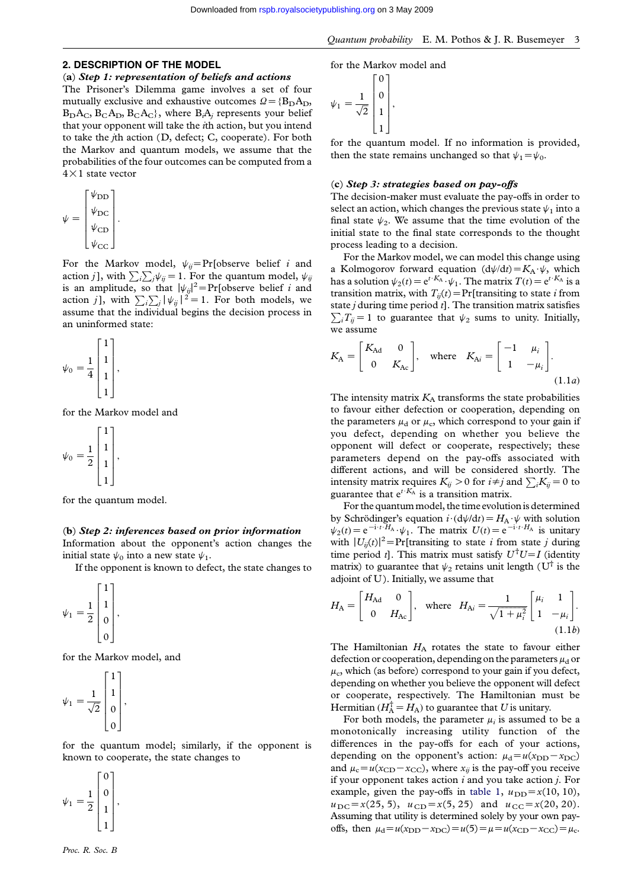## 2. DESCRIPTION OF THE MODEL

### (a) *Step 1: representation of beliefs and actions*

The Prisoner's Dilemma game involves a set of four mutually exclusive and exhaustive outcomes $\Omega = \{B_D A_D, B_D A_C, B_C A_D, B_C A_C\}$, where $B_i A_j$ represents your belief that your opponent will take the $i$th action, but you intend to take the $j$th action (D, defect; C, cooperate). For both the Markov and quantum models, we assume that the probabilities of the four outcomes can be computed from a $4 \times 1$ state vector

$$\psi = \begin{bmatrix} \psi_{DD} \\ \psi_{DC} \\ \psi_{CD} \\ \psi_{CC} \end{bmatrix}.$$

For the Markov model, $\psi_{ij} = \Pr[\text{observe belief } i \text{ and action } j]$, with $\sum_i \sum_j \psi_{ij} = 1$. For the quantum model, $\psi_{ij}$ is an amplitude, so that $|\psi_{ij}|^2 = \Pr[\text{observe belief } i \text{ and action } j]$, with $\sum_i \sum_j |\psi_{ij}|^2 = 1$. For both models, we assume that the individual begins the decision process in an uninformed state:

$$\psi_0 = \frac{1}{4} \begin{bmatrix} 1 \\ 1 \\ 1 \\ 1 \end{bmatrix},$$

for the Markov model and

$$\psi_0 = \frac{1}{2} \begin{bmatrix} 1 \\ 1 \\ 1 \\ 1 \end{bmatrix},$$

for the quantum model.

### (b) *Step 2: inferences based on prior information*

Information about the opponent's action changes the initial state $\psi_0$ into a new state $\psi_1$.

If the opponent is known to defect, the state changes to

$$\psi_1 = \frac{1}{2} \begin{bmatrix} 1 \\ 1 \\ 0 \\ 0 \end{bmatrix},$$

for the Markov model, and

$$\psi_1 = \frac{1}{\sqrt{2}} \begin{bmatrix} 1 \\ 1 \\ 0 \\ 0 \end{bmatrix},$$

for the quantum model; similarly, if the opponent is known to cooperate, the state changes to

$$\psi_1 = \frac{1}{2} \begin{bmatrix} 0 \\ 0 \\ 1 \\ 1 \end{bmatrix},$$

for the Markov model and

$$\psi_1 = \frac{1}{\sqrt{2}} \begin{bmatrix} 0 \\ 0 \\ 1 \\ 1 \end{bmatrix},$$

for the quantum model. If no information is provided, then the state remains unchanged so that $\psi_1 = \psi_0$.

### (c) *Step 3: strategies based on pay-offs*

The decision-maker must evaluate the pay-offs in order to select an action, which changes the previous state $\psi_1$ into a final state $\psi_2$. We assume that the time evolution of the initial state to the final state corresponds to the thought process leading to a decision.

For the Markov model, we can model this change using a Kolmogorov forward equation $(d\psi/dt) = K_A \cdot \psi$, which has a solution $\psi_2(t) = e^{t \cdot K_A} \cdot \psi_1$. The matrix $T(t) = e^{t \cdot K_A}$ is a transition matrix, with $T_{ij}(t) = \Pr[\text{transiting to state } i \text{ from state } j \text{ during time period } t]$. The transition matrix satisfies $\sum_i T_{ij} = 1$ to guarantee that $\psi_2$ sums to unity. Initially, we assume

$$K_A = \begin{bmatrix} K_{Ad} & 0 \\ 0 & K_{Ac} \end{bmatrix}, \quad \text{where} \quad K_{Ai} = \begin{bmatrix} -1 & \mu_i \\ 1 & -\mu_i \end{bmatrix}. \tag{1.1a}$$

The intensity matrix $K_A$ transforms the state probabilities to favour either defection or cooperation, depending on the parameters $\mu_d$ or $\mu_c$, which correspond to your gain if you defect, depending on whether you believe the opponent will defect or cooperate, respectively; these parameters depend on the pay-offs associated with different actions, and will be considered shortly. The intensity matrix requires $K_{ij} > 0$ for $i \neq j$ and $\sum_i K_{ij} = 0$ to guarantee that $e^{t \cdot K_A}$ is a transition matrix.

For the quantum model, the time evolution is determined by Schrödinger's equation $i \cdot (d\psi/dt) = H_A \cdot \psi$ with solution $\psi_2(t) = e^{-i \cdot t \cdot H_A} \cdot \psi_1$. The matrix $U(t) = e^{-i \cdot t \cdot H_A}$ is unitary with $|U_{ij}(t)|^2 = \Pr[\text{transiting to state } i \text{ from state } j \text{ during time period } t]$. This matrix must satisfy $U^\dagger U = I$ (identity matrix) to guarantee that $\psi_2$ retains unit length ($U^\dagger$ is the adjoint of U). Initially, we assume that

$$H_A = \begin{bmatrix} H_{Ad} & 0 \\ 0 & H_{Ac} \end{bmatrix}, \quad \text{where} \quad H_{Ai} = \frac{1}{\sqrt{1 + \mu_i^2}} \begin{bmatrix} \mu_i & 1 \\ 1 & -\mu_i \end{bmatrix}. \tag{1.1b}$$

The Hamiltonian $H_A$ rotates the state to favour either defection or cooperation, depending on the parameters $\mu_d$ or $\mu_c$, which (as before) correspond to your gain if you defect, depending on whether you believe the opponent will defect or cooperate, respectively. The Hamiltonian must be Hermitian ($H_A^\dagger = H_A$) to guarantee that $U$ is unitary.

For both models, the parameter $\mu_i$ is assumed to be a monotonically increasing utility function of the differences in the pay-offs for each of your actions, depending on the opponent's action: $\mu_d = u(x_{DD} - x_{DC})$ and $\mu_c = u(x_{CD} - x_{CC})$, where $x_{ij}$ is the pay-off you receive if your opponent takes action $i$ and you take action $j$. For example, given the pay-offs in table 1, $u_{DD} = x(10, 10)$, $u_{DC} = x(25, 5)$, $u_{CD} = x(5, 25)$ and $u_{CC} = x(20, 20)$. Assuming that utility is determined solely by your own pay-offs, then $\mu_d = u(x_{DD} - x_{DC}) = u(5) = \mu = u(x_{CD} - x_{CC}) = \mu_c$.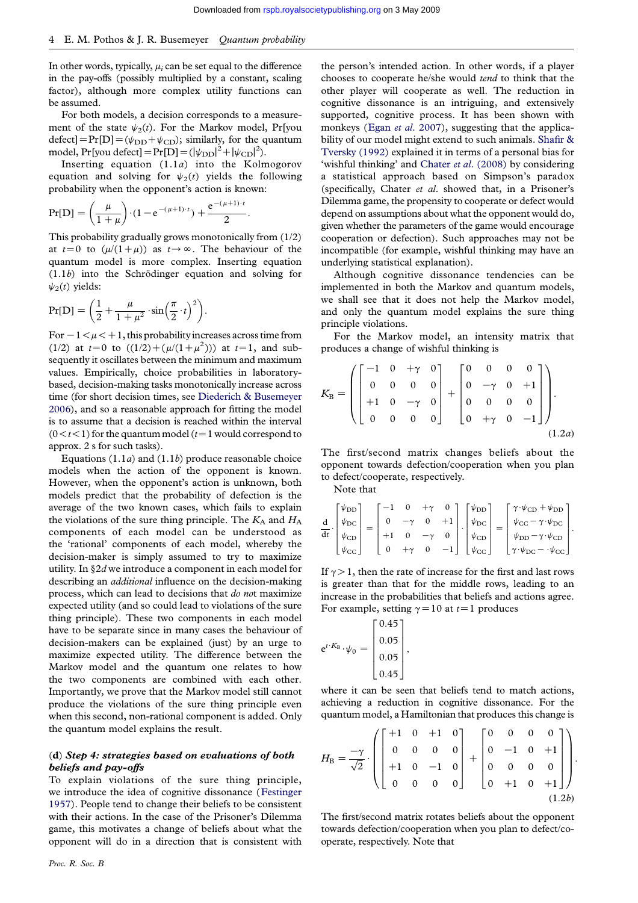In other words, typically, $\mu_i$ can be set equal to the difference in the pay-offs (possibly multiplied by a constant, scaling factor), although more complex utility functions can be assumed.

For both models, a decision corresponds to a measurement of the state $\psi_2(t)$. For the Markov model, Pr[you defect] = Pr[D] = $(\psi_{DD}+\psi_{CD})$; similarly, for the quantum model, Pr[you defect] = Pr[D] = $(|\psi_{DD}|^2+|\psi_{CD}|^2)$.

Inserting equation (1.1*a*) into the Kolmogorov equation and solving for $\psi_2(t)$ yields the following probability when the opponent's action is known:

$$\Pr[\mathrm{D}] = \left(\frac{\mu}{1+\mu}\right)\cdot\left(1-\mathrm{e}^{-(\mu+1)\cdot t}\right)+\frac{\mathrm{e}^{-(\mu+1)\cdot t}}{2}.$$

This probability gradually grows monotonically from (1/2) at $t=0$ to $(\mu/(1+\mu))$ as $t\to\infty$. The behaviour of the quantum model is more complex. Inserting equation (1.1*b*) into the Schrödinger equation and solving for $\psi_2(t)$ yields:

$$\Pr[\mathrm{D}] = \left(\frac{1}{2}+\frac{\mu}{1+\mu^2}\cdot\sin\left(\frac{\pi}{2}\cdot t\right)^2\right).$$

For $-1<\mu<+1$, this probability increases across time from (1/2) at $t=0$ to $((1/2)+(\mu/(1+\mu^2)))$ at $t=1$, and subsequently it oscillates between the minimum and maximum values. Empirically, choice probabilities in laboratory-based, decision-making tasks monotonically increase across time (for short decision times, see Diederich & Busemeyer 2006), and so a reasonable approach for fitting the model is to assume that a decision is reached within the interval $(0<t<1)$ for the quantum model ($t=1$ would correspond to approx. 2 s for such tasks).

Equations (1.1*a*) and (1.1*b*) produce reasonable choice models when the action of the opponent is known. However, when the opponent's action is unknown, both models predict that the probability of defection is the average of the two known cases, which fails to explain the violations of the sure thing principle. The $K_A$ and $H_A$ components of each model can be understood as the 'rational' components of each model, whereby the decision-maker is simply assumed to try to maximize utility. In §2*d* we introduce a component in each model for describing an *additional* influence on the decision-making process, which can lead to decisions that *do not* maximize expected utility (and so could lead to violations of the sure thing principle). These two components in each model have to be separate since in many cases the behaviour of decision-makers can be explained (just) by an urge to maximize expected utility. The difference between the Markov model and the quantum one relates to how the two components are combined with each other. Importantly, we prove that the Markov model still cannot produce the violations of the sure thing principle even when this second, non-rational component is added. Only the quantum model explains the result.

### (d) *Step 4: strategies based on evaluations of both beliefs and pay-offs*

To explain violations of the sure thing principle, we introduce the idea of cognitive dissonance (Festinger 1957). People tend to change their beliefs to be consistent with their actions. In the case of the Prisoner's Dilemma game, this motivates a change of beliefs about what the opponent will do in a direction that is consistent with the person's intended action. In other words, if a player chooses to cooperate he/she would *tend* to think that the other player will cooperate as well. The reduction in cognitive dissonance is an intriguing, and extensively supported, cognitive process. It has been shown with monkeys (Egan *et al.* 2007), suggesting that the applicability of our model might extend to such animals. Shafir & Tversky (1992) explained it in terms of a personal bias for 'wishful thinking' and Chater *et al.* (2008) by considering a statistical approach based on Simpson's paradox (specifically, Chater *et al.* showed that, in a Prisoner's Dilemma game, the propensity to cooperate or defect would depend on assumptions about what the opponent would do, given whether the parameters of the game would encourage cooperation or defection). Such approaches may not be incompatible (for example, wishful thinking may have an underlying statistical explanation).

Although cognitive dissonance tendencies can be implemented in both the Markov and quantum models, we shall see that it does not help the Markov model, and only the quantum model explains the sure thing principle violations.

For the Markov model, an intensity matrix that produces a change of wishful thinking is

$$K_B = \left(\begin{bmatrix} -1 & 0 & +\gamma & 0 \\ 0 & 0 & 0 & 0 \\ +1 & 0 & -\gamma & 0 \\ 0 & 0 & 0 & 0 \end{bmatrix} + \begin{bmatrix} 0 & 0 & 0 & 0 \\ 0 & -\gamma & 0 & +1 \\ 0 & 0 & 0 & 0 \\ 0 & +\gamma & 0 & -1 \end{bmatrix}\right). \tag{1.2a}$$

The first/second matrix changes beliefs about the opponent towards defection/cooperation when you plan to defect/cooperate, respectively.

Note that

$$\frac{\mathrm{d}}{\mathrm{d}t}\cdot\begin{bmatrix} \psi_{DD} \\ \psi_{DC} \\ \psi_{CD} \\ \psi_{CC} \end{bmatrix} = \begin{bmatrix} -1 & 0 & +\gamma & 0 \\ 0 & -\gamma & 0 & +1 \\ +1 & 0 & -\gamma & 0 \\ 0 & +\gamma & 0 & -1 \end{bmatrix}\cdot\begin{bmatrix} \psi_{DD} \\ \psi_{DC} \\ \psi_{CD} \\ \psi_{CC} \end{bmatrix} = \begin{bmatrix} \gamma\cdot\psi_{CD}+\psi_{DD} \\ \psi_{CC}-\gamma\cdot\psi_{DC} \\ \psi_{DD}-\gamma\cdot\psi_{CD} \\ \gamma\cdot\psi_{DC}-\cdot\psi_{CC} \end{bmatrix}.$$

If $\gamma>1$, then the rate of increase for the first and last rows is greater than that for the middle rows, leading to an increase in the probabilities that beliefs and actions agree. For example, setting $\gamma=10$ at $t=1$ produces

$$\mathrm{e}^{t\cdot K_B}\cdot\psi_0 = \begin{bmatrix} 0.45 \\ 0.05 \\ 0.05 \\ 0.45 \end{bmatrix},$$

where it can be seen that beliefs tend to match actions, achieving a reduction in cognitive dissonance. For the quantum model, a Hamiltonian that produces this change is

$$H_B = \frac{-\gamma}{\sqrt{2}}\cdot\left(\begin{bmatrix} +1 & 0 & +1 & 0 \\ 0 & 0 & 0 & 0 \\ +1 & 0 & -1 & 0 \\ 0 & 0 & 0 & 0 \end{bmatrix} + \begin{bmatrix} 0 & 0 & 0 & 0 \\ 0 & -1 & 0 & +1 \\ 0 & 0 & 0 & 0 \\ 0 & +1 & 0 & +1 \end{bmatrix}\right). \tag{1.2b}$$

The first/second matrix rotates beliefs about the opponent towards defection/cooperation when you plan to defect/cooperate, respectively. Note that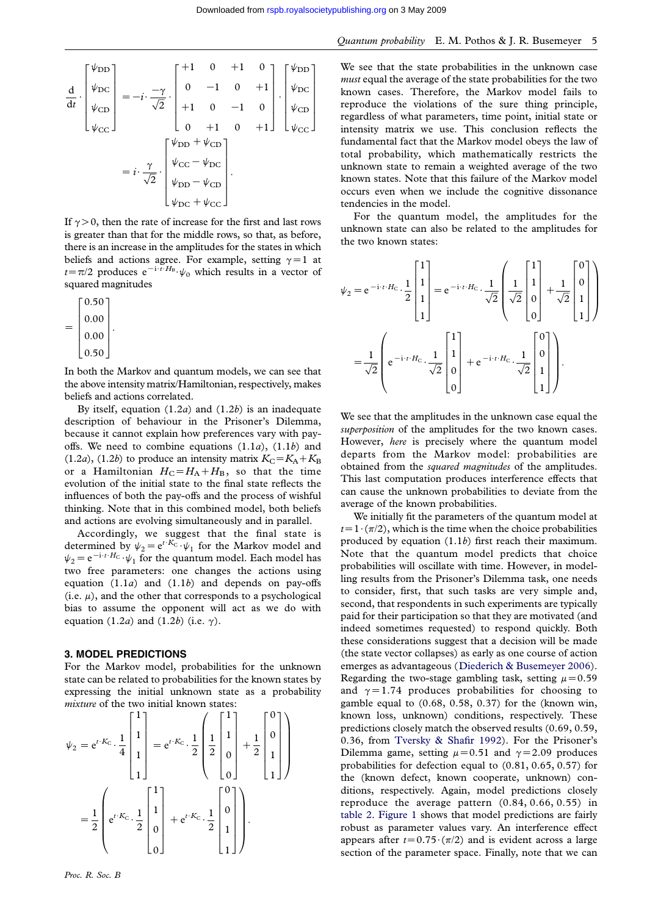$$\frac{\mathrm{d}}{\mathrm{d}t}\cdot\begin{bmatrix}\psi_{\mathrm{DD}}\\ \psi_{\mathrm{DC}}\\ \psi_{\mathrm{CD}}\\ \psi_{\mathrm{CC}}\end{bmatrix} = -i\cdot\frac{-\gamma}{\sqrt{2}}\cdot\begin{bmatrix}+1 & 0 & +1 & 0\\ 0 & -1 & 0 & +1\\ +1 & 0 & -1 & 0\\ 0 & +1 & 0 & +1\end{bmatrix}\cdot\begin{bmatrix}\psi_{\mathrm{DD}}\\ \psi_{\mathrm{DC}}\\ \psi_{\mathrm{CD}}\\ \psi_{\mathrm{CC}}\end{bmatrix}$$

$$= i\cdot\frac{\gamma}{\sqrt{2}}\cdot\begin{bmatrix}\psi_{\mathrm{DD}}+\psi_{\mathrm{CD}}\\ \psi_{\mathrm{CC}}-\psi_{\mathrm{DC}}\\ \psi_{\mathrm{DD}}-\psi_{\mathrm{CD}}\\ \psi_{\mathrm{DC}}+\psi_{\mathrm{CC}}\end{bmatrix}.$$

If $\gamma>0$, then the rate of increase for the first and last rows is greater than that for the middle rows, so that, as before, there is an increase in the amplitudes for the states in which beliefs and actions agree. For example, setting $\gamma=1$ at $t=\pi/2$ produces $\mathrm{e}^{-\mathrm{i}\cdot t\cdot H_{\mathrm{B}}}\cdot\psi_0$ which results in a vector of squared magnitudes

$$=\begin{bmatrix}0.50\\ 0.00\\ 0.00\\ 0.50\end{bmatrix}.$$

In both the Markov and quantum models, we can see that the above intensity matrix/Hamiltonian, respectively, makes beliefs and actions correlated.

By itself, equation (1.2*a*) and (1.2*b*) is an inadequate description of behaviour in the Prisoner's Dilemma, because it cannot explain how preferences vary with pay-offs. We need to combine equations (1.1*a*), (1.1*b*) and (1.2*a*), (1.2*b*) to produce an intensity matrix $K_{\mathrm{C}}=K_{\mathrm{A}}+K_{\mathrm{B}}$ or a Hamiltonian $H_{\mathrm{C}}=H_{\mathrm{A}}+H_{\mathrm{B}}$, so that the time evolution of the initial state to the final state reflects the influences of both the pay-offs and the process of wishful thinking. Note that in this combined model, both beliefs and actions are evolving simultaneously and in parallel.

Accordingly, we suggest that the final state is determined by $\psi_2=\mathrm{e}^{t\cdot K_{\mathrm{C}}}\cdot\psi_1$ for the Markov model and $\psi_2=\mathrm{e}^{-\mathrm{i}\cdot t\cdot H_{\mathrm{C}}}\cdot\psi_1$ for the quantum model. Each model has two free parameters: one changes the actions using equation (1.1*a*) and (1.1*b*) and depends on pay-offs (i.e. $\mu$), and the other that corresponds to a psychological bias to assume the opponent will act as we do with equation (1.2*a*) and (1.2*b*) (i.e. $\gamma$).

## 3. MODEL PREDICTIONS

For the Markov model, probabilities for the unknown state can be related to probabilities for the known states by expressing the initial unknown state as a probability *mixture* of the two initial known states:

$$\psi_2=\mathrm{e}^{t\cdot K_{\mathrm{C}}}\cdot\frac{1}{4}\begin{bmatrix}1\\1\\1\\1\end{bmatrix}=\mathrm{e}^{t\cdot K_{\mathrm{C}}}\cdot\frac{1}{2}\left(\frac{1}{2}\begin{bmatrix}1\\1\\0\\0\end{bmatrix}+\frac{1}{2}\begin{bmatrix}0\\0\\1\\1\end{bmatrix}\right)$$

$$=\frac{1}{2}\left(\mathrm{e}^{t\cdot K_{\mathrm{C}}}\cdot\frac{1}{2}\begin{bmatrix}1\\1\\0\\0\end{bmatrix}+\mathrm{e}^{t\cdot K_{\mathrm{C}}}\cdot\frac{1}{2}\begin{bmatrix}0\\0\\1\\1\end{bmatrix}\right).$$

We see that the state probabilities in the unknown case *must* equal the average of the state probabilities for the two known cases. Therefore, the Markov model fails to reproduce the violations of the sure thing principle, regardless of what parameters, time point, initial state or intensity matrix we use. This conclusion reflects the fundamental fact that the Markov model obeys the law of total probability, which mathematically restricts the unknown state to remain a weighted average of the two known states. Note that this failure of the Markov model occurs even when we include the cognitive dissonance tendencies in the model.

For the quantum model, the amplitudes for the unknown state can also be related to the amplitudes for the two known states:

$$\psi_2=\mathrm{e}^{-\mathrm{i}\cdot t\cdot H_{\mathrm{C}}}\cdot\frac{1}{2}\begin{bmatrix}1\\1\\1\\1\end{bmatrix}=\mathrm{e}^{-\mathrm{i}\cdot t\cdot H_{\mathrm{C}}}\cdot\frac{1}{\sqrt{2}}\left(\frac{1}{\sqrt{2}}\begin{bmatrix}1\\1\\0\\0\end{bmatrix}+\frac{1}{\sqrt{2}}\begin{bmatrix}0\\0\\1\\1\end{bmatrix}\right)$$

$$=\frac{1}{\sqrt{2}}\left(\mathrm{e}^{-\mathrm{i}\cdot t\cdot H_{\mathrm{C}}}\cdot\frac{1}{\sqrt{2}}\begin{bmatrix}1\\1\\0\\0\end{bmatrix}+\mathrm{e}^{-\mathrm{i}\cdot t\cdot H_{\mathrm{C}}}\cdot\frac{1}{\sqrt{2}}\begin{bmatrix}0\\0\\1\\1\end{bmatrix}\right).$$

We see that the amplitudes in the unknown case equal the *superposition* of the amplitudes for the two known cases. However, *here* is precisely where the quantum model departs from the Markov model: probabilities are obtained from the *squared magnitudes* of the amplitudes. This last computation produces interference effects that can cause the unknown probabilities to deviate from the average of the known probabilities.

We initially fit the parameters of the quantum model at $t=1\cdot(\pi/2)$, which is the time when the choice probabilities produced by equation (1.1*b*) first reach their maximum. Note that the quantum model predicts that choice probabilities will oscillate with time. However, in modelling results from the Prisoner's Dilemma task, one needs to consider, first, that such tasks are very simple and, second, that respondents in such experiments are typically paid for their participation so that they are motivated (and indeed sometimes requested) to respond quickly. Both these considerations suggest that a decision will be made (the state vector collapses) as early as one course of action emerges as advantageous (Diederich & Busemeyer 2006). Regarding the two-stage gambling task, setting $\mu=0.59$ and $\gamma=1.74$ produces probabilities for choosing to gamble equal to (0.68, 0.58, 0.37) for the (known win, known loss, unknown) conditions, respectively. These predictions closely match the observed results (0.69, 0.59, 0.36, from Tversky & Shafir 1992). For the Prisoner's Dilemma game, setting $\mu=0.51$ and $\gamma=2.09$ produces probabilities for defection equal to (0.81, 0.65, 0.57) for the (known defect, known cooperate, unknown) conditions, respectively. Again, model predictions closely reproduce the average pattern (0.84, 0.66, 0.55) in table 2. Figure 1 shows that model predictions are fairly robust as parameter values vary. An interference effect appears after $t=0.75\cdot(\pi/2)$ and is evident across a large section of the parameter space. Finally, note that we can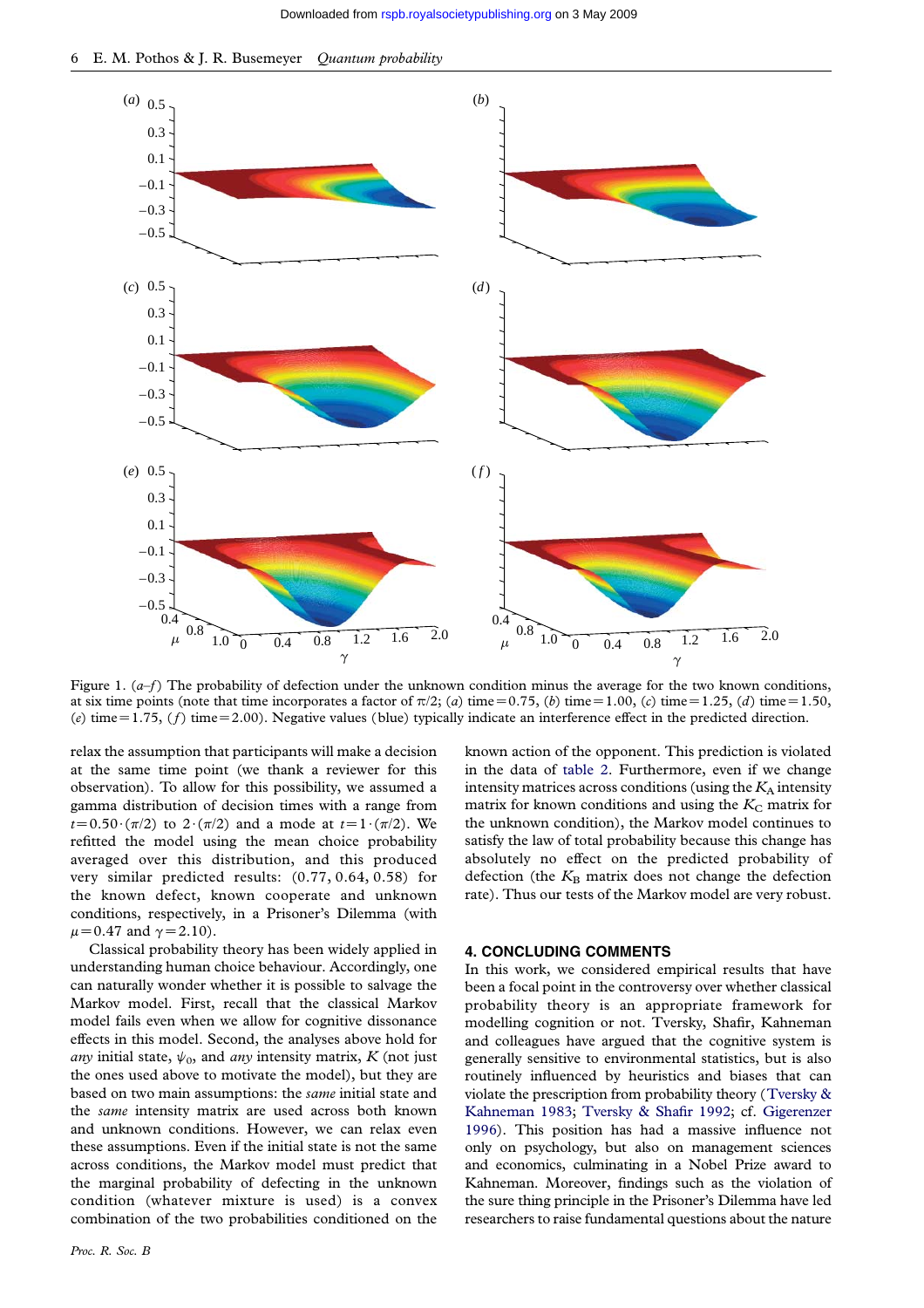Figure 1. (*a–f*) The probability of defection under the unknown condition minus the average for the two known conditions, at six time points (note that time incorporates a factor of $\pi/2$; (*a*) time $=0.75$, (*b*) time $=1.00$, (*c*) time $=1.25$, (*d*) time $=1.50$, (*e*) time $=1.75$, (*f*) time $=2.00$). Negative values (blue) typically indicate an interference effect in the predicted direction.

relax the assumption that participants will make a decision at the same time point (we thank a reviewer for this observation). To allow for this possibility, we assumed a gamma distribution of decision times with a range from $t=0.50\cdot(\pi/2)$ to $2\cdot(\pi/2)$ and a mode at $t=1\cdot(\pi/2)$. We refitted the model using the mean choice probability averaged over this distribution, and this produced very similar predicted results: (0.77, 0.64, 0.58) for the known defect, known cooperate and unknown conditions, respectively, in a Prisoner's Dilemma (with $\mu=0.47$ and $\gamma=2.10$).

Classical probability theory has been widely applied in understanding human choice behaviour. Accordingly, one can naturally wonder whether it is possible to salvage the Markov model. First, recall that the classical Markov model fails even when we allow for cognitive dissonance effects in this model. Second, the analyses above hold for *any* initial state, $\psi_0$, and *any* intensity matrix, $K$ (not just the ones used above to motivate the model), but they are based on two main assumptions: the *same* initial state and the *same* intensity matrix are used across both known and unknown conditions. However, we can relax even these assumptions. Even if the initial state is not the same across conditions, the Markov model must predict that the marginal probability of defecting in the unknown condition (whatever mixture is used) is a convex combination of the two probabilities conditioned on the known action of the opponent. This prediction is violated in the data of table 2. Furthermore, even if we change intensity matrices across conditions (using the $K_A$ intensity matrix for known conditions and using the $K_C$ matrix for the unknown condition), the Markov model continues to satisfy the law of total probability because this change has absolutely no effect on the predicted probability of defection (the $K_B$ matrix does not change the defection rate). Thus our tests of the Markov model are very robust.

## 4. CONCLUDING COMMENTS

In this work, we considered empirical results that have been a focal point in the controversy over whether classical probability theory is an appropriate framework for modelling cognition or not. Tversky, Shafir, Kahneman and colleagues have argued that the cognitive system is generally sensitive to environmental statistics, but is also routinely influenced by heuristics and biases that can violate the prescription from probability theory (Tversky & Kahneman 1983; Tversky & Shafir 1992; cf. Gigerenzer 1996). This position has had a massive influence not only on psychology, but also on management sciences and economics, culminating in a Nobel Prize award to Kahneman. Moreover, findings such as the violation of the sure thing principle in the Prisoner's Dilemma have led researchers to raise fundamental questions about the nature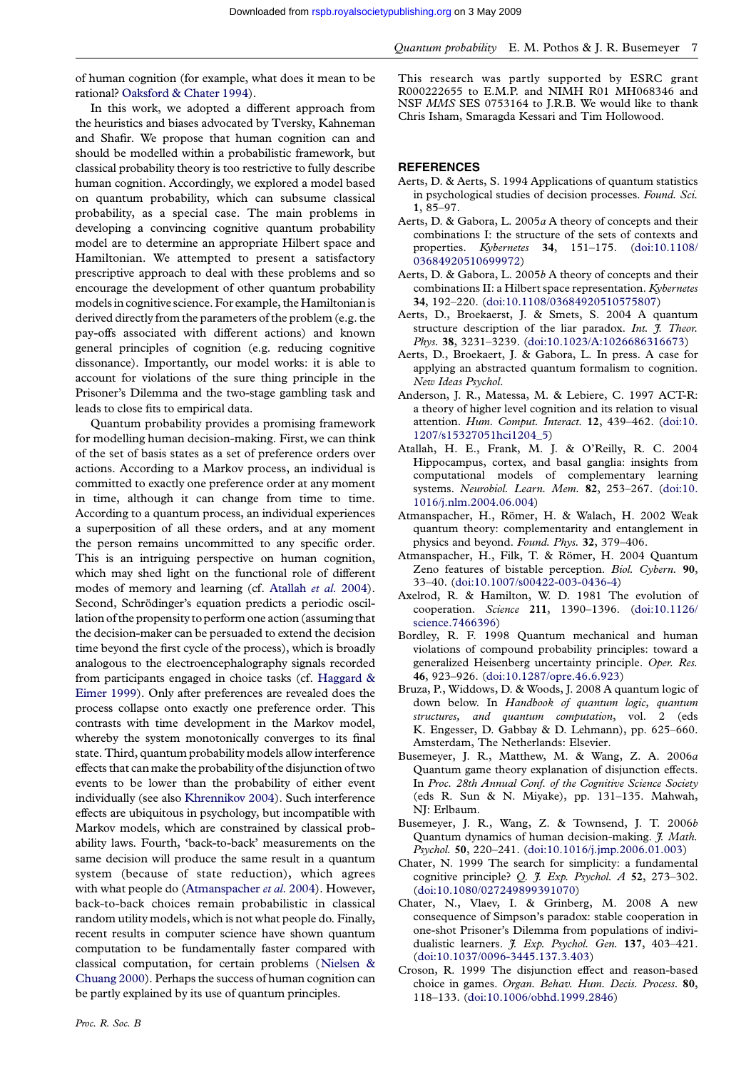of human cognition (for example, what does it mean to be rational? Oaksford & Chater 1994).

In this work, we adopted a different approach from the heuristics and biases advocated by Tversky, Kahneman and Shafir. We propose that human cognition can and should be modelled within a probabilistic framework, but classical probability theory is too restrictive to fully describe human cognition. Accordingly, we explored a model based on quantum probability, which can subsume classical probability, as a special case. The main problems in developing a convincing cognitive quantum probability model are to determine an appropriate Hilbert space and Hamiltonian. We attempted to present a satisfactory prescriptive approach to deal with these problems and so encourage the development of other quantum probability models in cognitive science. For example, the Hamiltonian is derived directly from the parameters of the problem (e.g. the pay-offs associated with different actions) and known general principles of cognition (e.g. reducing cognitive dissonance). Importantly, our model works: it is able to account for violations of the sure thing principle in the Prisoner's Dilemma and the two-stage gambling task and leads to close fits to empirical data.

Quantum probability provides a promising framework for modelling human decision-making. First, we can think of the set of basis states as a set of preference orders over actions. According to a Markov process, an individual is committed to exactly one preference order at any moment in time, although it can change from time to time. According to a quantum process, an individual experiences a superposition of all these orders, and at any moment the person remains uncommitted to any specific order. This is an intriguing perspective on human cognition, which may shed light on the functional role of different modes of memory and learning (cf. Atallah *et al.* 2004). Second, Schrödinger's equation predicts a periodic oscillation of the propensity to perform one action (assuming that the decision-maker can be persuaded to extend the decision time beyond the first cycle of the process), which is broadly analogous to the electroencephalography signals recorded from participants engaged in choice tasks (cf. Haggard & Eimer 1999). Only after preferences are revealed does the process collapse onto exactly one preference order. This contrasts with time development in the Markov model, whereby the system monotonically converges to its final state. Third, quantum probability models allow interference effects that can make the probability of the disjunction of two events to be lower than the probability of either event individually (see also Khrennikov 2004). Such interference effects are ubiquitous in psychology, but incompatible with Markov models, which are constrained by classical probability laws. Fourth, 'back-to-back' measurements on the same decision will produce the same result in a quantum system (because of state reduction), which agrees with what people do (Atmanspacher *et al.* 2004). However, back-to-back choices remain probabilistic in classical random utility models, which is not what people do. Finally, recent results in computer science have shown quantum computation to be fundamentally faster compared with classical computation, for certain problems (Nielsen & Chuang 2000). Perhaps the success of human cognition can be partly explained by its use of quantum principles.

This research was partly supported by ESRC grant R000222655 to E.M.P. and NIMH R01 MH068346 and NSF *MMS* SES 0753164 to J.R.B. We would like to thank Chris Isham, Smaragda Kessari and Tim Hollowood.

## REFERENCES

Aerts, D. & Aerts, S. 1994 Applications of quantum statistics in psychological studies of decision processes. *Found. Sci.* **1**, 85–97.

Aerts, D. & Gabora, L. 2005*a* A theory of concepts and their combinations I: the structure of the sets of contexts and properties. *Kybernetes* **34**, 151–175. (doi:10.1108/03684920510699972)

Aerts, D. & Gabora, L. 2005*b* A theory of concepts and their combinations II: a Hilbert space representation. *Kybernetes* **34**, 192–220. (doi:10.1108/03684920510575807)

Aerts, D., Broekaerst, J. & Smets, S. 2004 A quantum structure description of the liar paradox. *Int. J. Theor. Phys.* **38**, 3231–3239. (doi:10.1023/A:1026686316673)

Aerts, D., Broekaert, J. & Gabora, L. In press. A case for applying an abstracted quantum formalism to cognition. *New Ideas Psychol.*

Anderson, J. R., Matessa, M. & Lebiere, C. 1997 ACT-R: a theory of higher level cognition and its relation to visual attention. *Hum. Comput. Interact.* **12**, 439–462. (doi:10.1207/s15327051hci1204_5)

Atallah, H. E., Frank, M. J. & O'Reilly, R. C. 2004 Hippocampus, cortex, and basal ganglia: insights from computational models of complementary learning systems. *Neurobiol. Learn. Mem.* **82**, 253–267. (doi:10.1016/j.nlm.2004.06.004)

Atmanspacher, H., Römer, H. & Walach, H. 2002 Weak quantum theory: complementarity and entanglement in physics and beyond. *Found. Phys.* **32**, 379–406.

Atmanspacher, H., Filk, T. & Römer, H. 2004 Quantum Zeno features of bistable perception. *Biol. Cybern.* **90**, 33–40. (doi:10.1007/s00422-003-0436-4)

Axelrod, R. & Hamilton, W. D. 1981 The evolution of cooperation. *Science* **211**, 1390–1396. (doi:10.1126/science.7466396)

Bordley, R. F. 1998 Quantum mechanical and human violations of compound probability principles: toward a generalized Heisenberg uncertainty principle. *Oper. Res.* **46**, 923–926. (doi:10.1287/opre.46.6.923)

Bruza, P., Widdows, D. & Woods, J. 2008 A quantum logic of down below. In *Handbook of quantum logic, quantum structures, and quantum computation*, vol. 2 (eds K. Engesser, D. Gabbay & D. Lehmann), pp. 625–660. Amsterdam, The Netherlands: Elsevier.

Busemeyer, J. R., Matthew, M. & Wang, Z. A. 2006*a* Quantum game theory explanation of disjunction effects. In *Proc. 28th Annual Conf. of the Cognitive Science Society* (eds R. Sun & N. Miyake), pp. 131–135. Mahwah, NJ: Erlbaum.

Busemeyer, J. R., Wang, Z. & Townsend, J. T. 2006*b* Quantum dynamics of human decision-making. *J. Math. Psychol.* **50**, 220–241. (doi:10.1016/j.jmp.2006.01.003)

Chater, N. 1999 The search for simplicity: a fundamental cognitive principle? *Q. J. Exp. Psychol. A* **52**, 273–302. (doi:10.1080/027249899391070)

Chater, N., Vlaev, I. & Grinberg, M. 2008 A new consequence of Simpson's paradox: stable cooperation in one-shot Prisoner's Dilemma from populations of individualistic learners. *J. Exp. Psychol. Gen.* **137**, 403–421. (doi:10.1037/0096-3445.137.3.403)

Croson, R. 1999 The disjunction effect and reason-based choice in games. *Organ. Behav. Hum. Decis. Process.* **80**, 118–133. (doi:10.1006/obhd.1999.2846)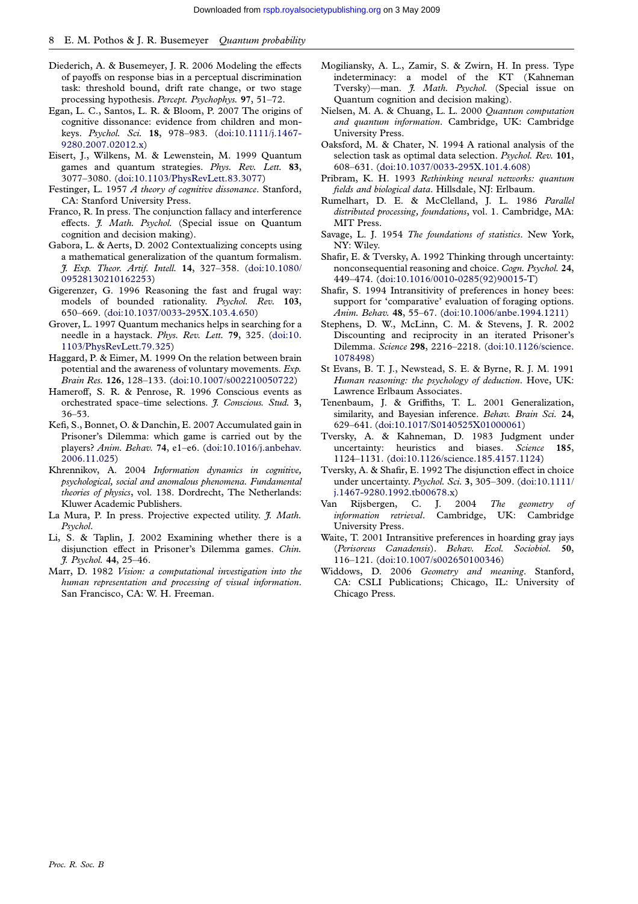Diederich, A. & Busemeyer, J. R. 2006 Modeling the effects of payoffs on response bias in a perceptual discrimination task: threshold bound, drift rate change, or two stage processing hypothesis. *Percept. Psychophys.* **97**, 51–72.

Egan, L. C., Santos, L. R. & Bloom, P. 2007 The origins of cognitive dissonance: evidence from children and monkeys. *Psychol. Sci.* **18**, 978–983. (doi:10.1111/j.1467-9280.2007.02012.x)

Eisert, J., Wilkens, M. & Lewenstein, M. 1999 Quantum games and quantum strategies. *Phys. Rev. Lett.* **83**, 3077–3080. (doi:10.1103/PhysRevLett.83.3077)

Festinger, L. 1957 *A theory of cognitive dissonance*. Stanford, CA: Stanford University Press.

Franco, R. In press. The conjunction fallacy and interference effects. *J. Math. Psychol.* (Special issue on Quantum cognition and decision making).

Gabora, L. & Aerts, D. 2002 Contextualizing concepts using a mathematical generalization of the quantum formalism. *J. Exp. Theor. Artif. Intell.* **14**, 327–358. (doi:10.1080/09528130210162253)

Gigerenzer, G. 1996 Reasoning the fast and frugal way: models of bounded rationality. *Psychol. Rev.* **103**, 650–669. (doi:10.1037/0033-295X.103.4.650)

Grover, L. 1997 Quantum mechanics helps in searching for a needle in a haystack. *Phys. Rev. Lett.* **79**, 325. (doi:10.1103/PhysRevLett.79.325)

Haggard, P. & Eimer, M. 1999 On the relation between brain potential and the awareness of voluntary movements. *Exp. Brain Res.* **126**, 128–133. (doi:10.1007/s002210050722)

Hameroff, S. R. & Penrose, R. 1996 Conscious events as orchestrated space–time selections. *J. Conscious. Stud.* **3**, 36–53.

Kefi, S., Bonnet, O. & Danchin, E. 2007 Accumulated gain in Prisoner's Dilemma: which game is carried out by the players? *Anim. Behav.* **74**, e1–e6. (doi:10.1016/j.anbehav.2006.11.025)

Khrennikov, A. 2004 *Information dynamics in cognitive, psychological, social and anomalous phenomena. Fundamental theories of physics*, vol. 138. Dordrecht, The Netherlands: Kluwer Academic Publishers.

La Mura, P. In press. Projective expected utility. *J. Math. Psychol*.

Li, S. & Taplin, J. 2002 Examining whether there is a disjunction effect in Prisoner's Dilemma games. *Chin. J. Psychol.* **44**, 25–46.

Marr, D. 1982 *Vision: a computational investigation into the human representation and processing of visual information*. San Francisco, CA: W. H. Freeman.

Mogiliansky, A. L., Zamir, S. & Zwirn, H. In press. Type indeterminacy: a model of the KT (Kahneman Tversky)—man. *J. Math. Psychol.* (Special issue on Quantum cognition and decision making).

Nielsen, M. A. & Chuang, L. L. 2000 *Quantum computation and quantum information*. Cambridge, UK: Cambridge University Press.

Oaksford, M. & Chater, N. 1994 A rational analysis of the selection task as optimal data selection. *Psychol. Rev.* **101**, 608–631. (doi:10.1037/0033-295X.101.4.608)

Pribram, K. H. 1993 *Rethinking neural networks: quantum fields and biological data*. Hillsdale, NJ: Erlbaum.

Rumelhart, D. E. & McClelland, J. L. 1986 *Parallel distributed processing, foundations*, vol. 1. Cambridge, MA: MIT Press.

Savage, L. J. 1954 *The foundations of statistics*. New York, NY: Wiley.

Shafir, E. & Tversky, A. 1992 Thinking through uncertainty: nonconsequential reasoning and choice. *Cogn. Psychol.* **24**, 449–474. (doi:10.1016/0010-0285(92)90015-T)

Shafir, S. 1994 Intransitivity of preferences in honey bees: support for 'comparative' evaluation of foraging options. *Anim. Behav.* **48**, 55–67. (doi:10.1006/anbe.1994.1211)

Stephens, D. W., McLinn, C. M. & Stevens, J. R. 2002 Discounting and reciprocity in an iterated Prisoner's Dilemma. *Science* **298**, 2216–2218. (doi:10.1126/science.1078498)

St Evans, B. T. J., Newstead, S. E. & Byrne, R. J. M. 1991 *Human reasoning: the psychology of deduction*. Hove, UK: Lawrence Erlbaum Associates.

Tenenbaum, J. & Griffiths, T. L. 2001 Generalization, similarity, and Bayesian inference. *Behav. Brain Sci.* **24**, 629–641. (doi:10.1017/S0140525X01000061)

Tversky, A. & Kahneman, D. 1983 Judgment under uncertainty: heuristics and biases. *Science* **185**, 1124–1131. (doi:10.1126/science.185.4157.1124)

Tversky, A. & Shafir, E. 1992 The disjunction effect in choice under uncertainty. *Psychol. Sci.* **3**, 305–309. (doi:10.1111/j.1467-9280.1992.tb00678.x)

Van Rijsbergen, C. J. 2004 *The geometry of information retrieval*. Cambridge, UK: Cambridge University Press.

Waite, T. 2001 Intransitive preferences in hoarding gray jays (*Perisoreus Canadensis*). *Behav. Ecol. Sociobiol.* **50**, 116–121. (doi:10.1007/s002650100346)

Widdows, D. 2006 *Geometry and meaning*. Stanford, CA: CSLI Publications; Chicago, IL: University of Chicago Press.